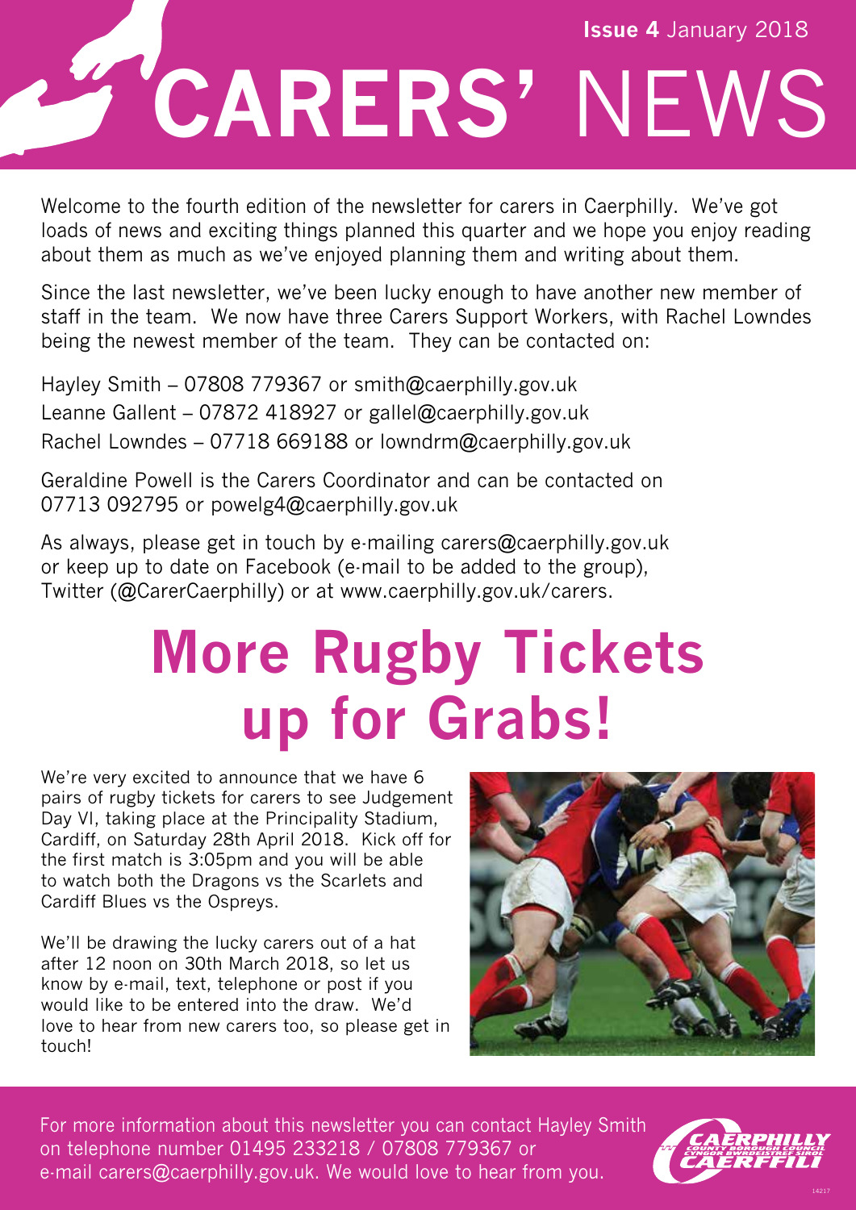Issue 4 January 2018

# CARERS' NEWS

Welcome to the fourth edition of the newsletter for carers in Caerphilly. We've got loads of news and exciting things planned this quarter and we hope you enjoy reading about them as much as we've enjoyed planning them and writing about them.

Since the last newsletter, we've been lucky enough to have another new member of staff in the team. We now have three Carers Support Workers, with Rachel Lowndes being the newest member of the team. They can be contacted on:

Hayley Smith – 07808 779367 or smith@caerphilly.gov.uk
Leanne Gallent – 07872 418927 or gallel@caerphilly.gov.uk
Rachel Lowndes – 07718 669188 or lowndrm@caerphilly.gov.uk

Geraldine Powell is the Carers Coordinator and can be contacted on 07713 092795 or powelg4@caerphilly.gov.uk

As always, please get in touch by e-mailing carers@caerphilly.gov.uk or keep up to date on Facebook (e-mail to be added to the group), Twitter (@CarerCaerphilly) or at www.caerphilly.gov.uk/carers.

## More Rugby Tickets up for Grabs!

We're very excited to announce that we have 6 pairs of rugby tickets for carers to see Judgement Day VI, taking place at the Principality Stadium, Cardiff, on Saturday 28th April 2018. Kick off for the first match is 3:05pm and you will be able to watch both the Dragons vs the Scarlets and Cardiff Blues vs the Ospreys.

We'll be drawing the lucky carers out of a hat after 12 noon on 30th March 2018, so let us know by e-mail, text, telephone or post if you would like to be entered into the draw. We'd love to hear from new carers too, so please get in touch!

For more information about this newsletter you can contact Hayley Smith on telephone number 01495 233218 / 07808 779367 or e-mail carers@caerphilly.gov.uk. We would love to hear from you.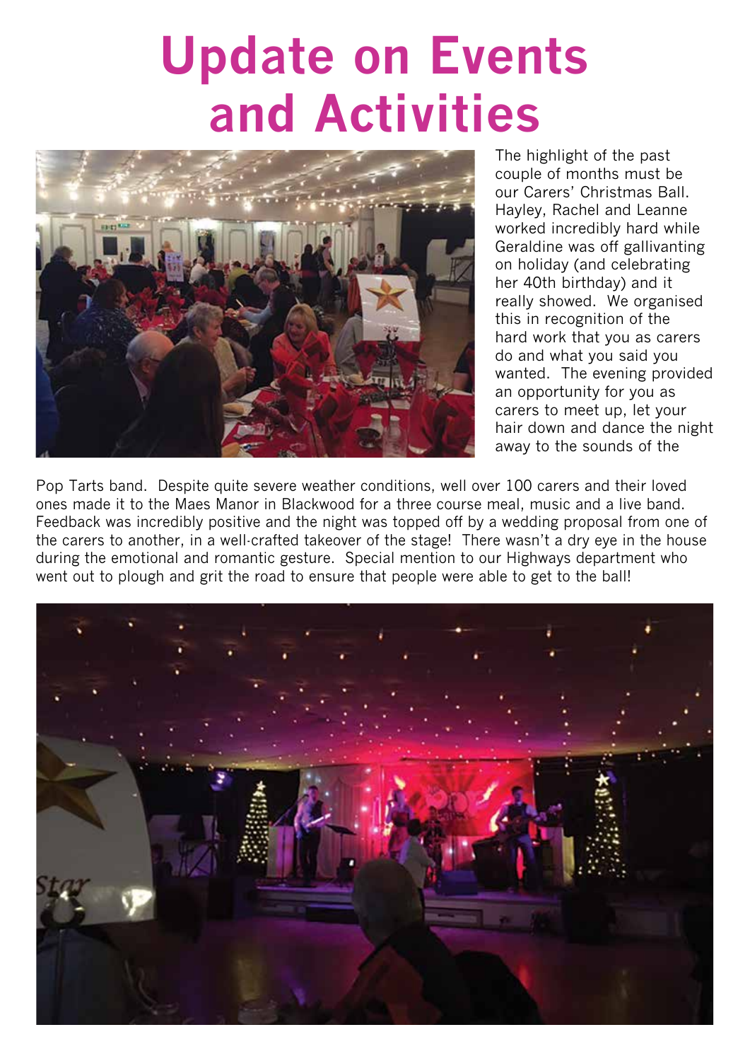# Update on Events and Activities

The highlight of the past couple of months must be our Carers' Christmas Ball. Hayley, Rachel and Leanne worked incredibly hard while Geraldine was off gallivanting on holiday (and celebrating her 40th birthday) and it really showed. We organised this in recognition of the hard work that you as carers do and what you said you wanted. The evening provided an opportunity for you as carers to meet up, let your hair down and dance the night away to the sounds of the Pop Tarts band. Despite quite severe weather conditions, well over 100 carers and their loved ones made it to the Maes Manor in Blackwood for a three course meal, music and a live band. Feedback was incredibly positive and the night was topped off by a wedding proposal from one of the carers to another, in a well-crafted takeover of the stage! There wasn't a dry eye in the house during the emotional and romantic gesture. Special mention to our Highways department who went out to plough and grit the road to ensure that people were able to get to the ball!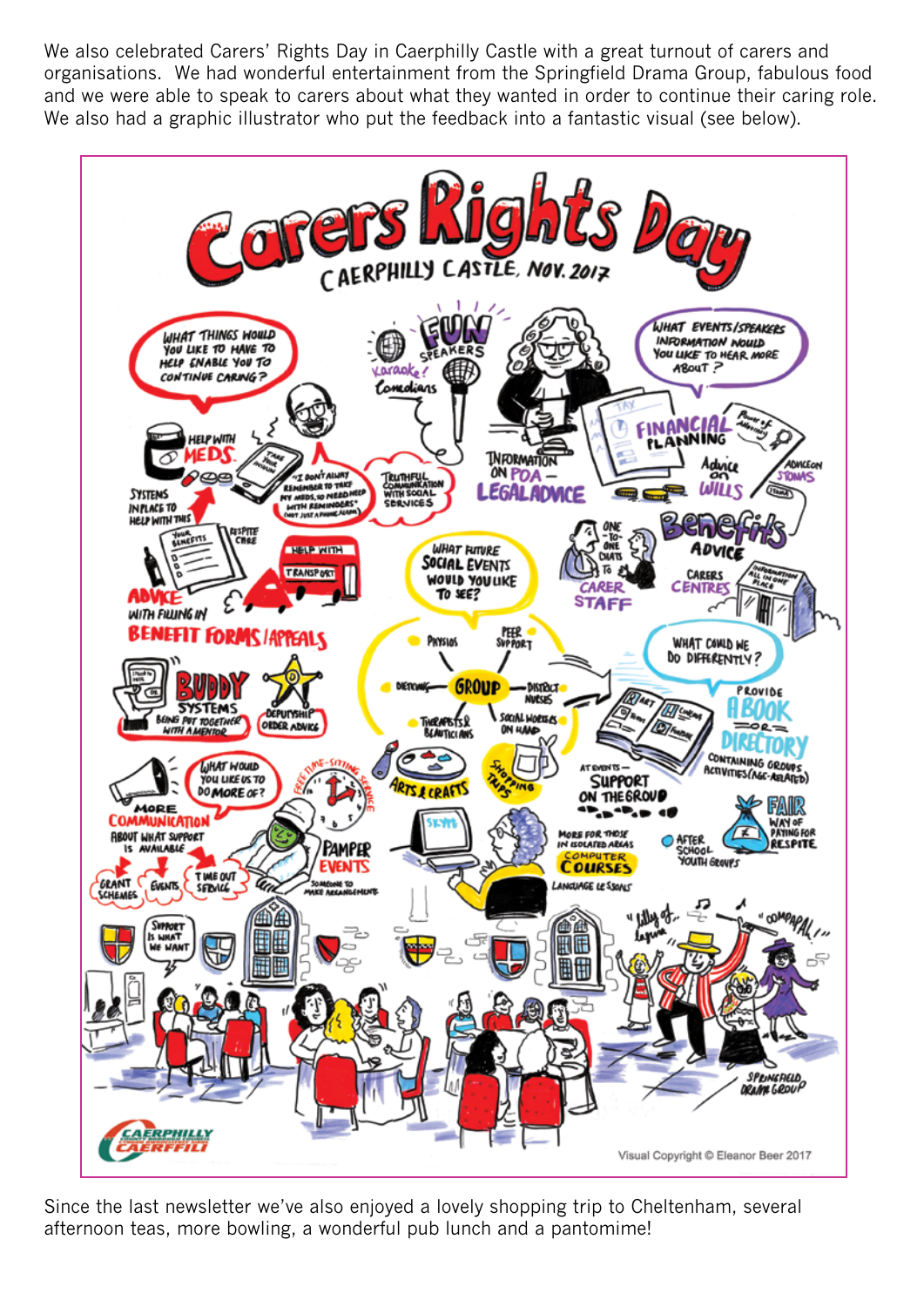We also celebrated Carers' Rights Day in Caerphilly Castle with a great turnout of carers and organisations. We had wonderful entertainment from the Springfield Drama Group, fabulous food and we were able to speak to carers about what they wanted in order to continue their caring role. We also had a graphic illustrator who put the feedback into a fantastic visual (see below).

Since the last newsletter we've also enjoyed a lovely shopping trip to Cheltenham, several afternoon teas, more bowling, a wonderful pub lunch and a pantomime!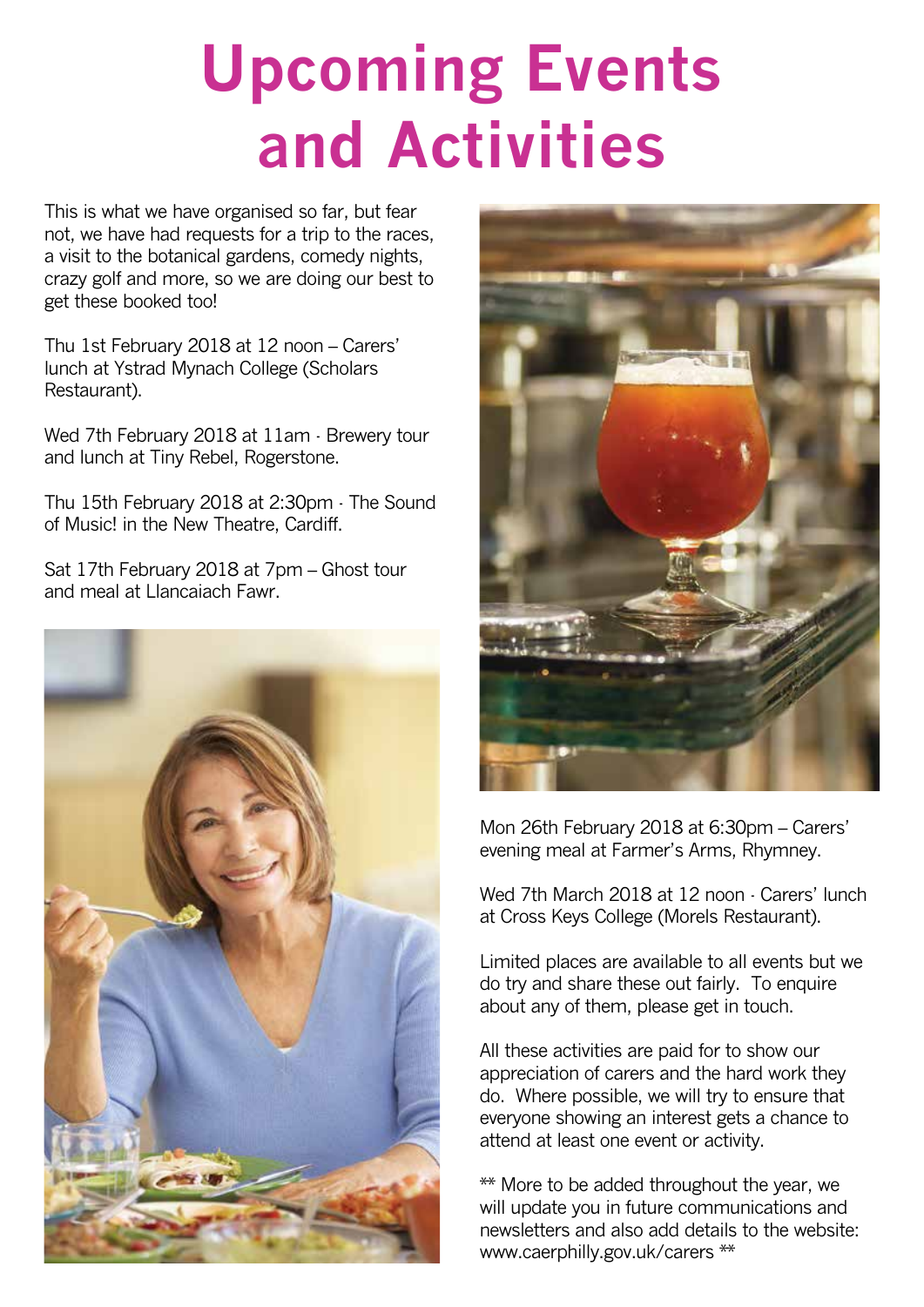# Upcoming Events and Activities

This is what we have organised so far, but fear not, we have had requests for a trip to the races, a visit to the botanical gardens, comedy nights, crazy golf and more, so we are doing our best to get these booked too!

Thu 1st February 2018 at 12 noon – Carers' lunch at Ystrad Mynach College (Scholars Restaurant).

Wed 7th February 2018 at 11am · Brewery tour and lunch at Tiny Rebel, Rogerstone.

Thu 15th February 2018 at 2:30pm · The Sound of Music! in the New Theatre, Cardiff.

Sat 17th February 2018 at 7pm – Ghost tour and meal at Llancaiach Fawr.

Mon 26th February 2018 at 6:30pm – Carers' evening meal at Farmer's Arms, Rhymney.

Wed 7th March 2018 at 12 noon · Carers' lunch at Cross Keys College (Morels Restaurant).

Limited places are available to all events but we do try and share these out fairly. To enquire about any of them, please get in touch.

All these activities are paid for to show our appreciation of carers and the hard work they do. Where possible, we will try to ensure that everyone showing an interest gets a chance to attend at least one event or activity.

** More to be added throughout the year, we will update you in future communications and newsletters and also add details to the website: www.caerphilly.gov.uk/carers **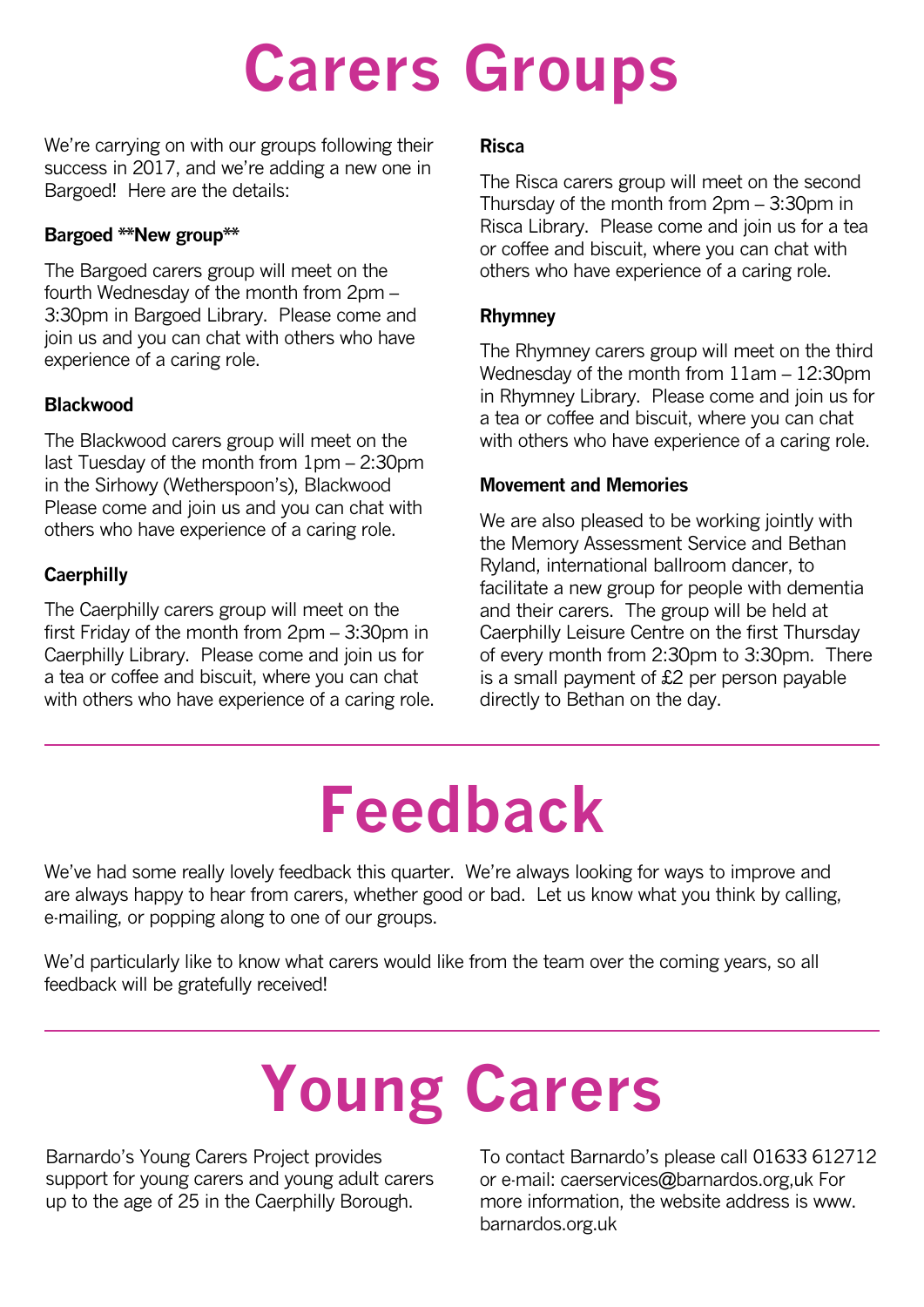# Carers Groups

We're carrying on with our groups following their success in 2017, and we're adding a new one in Bargoed! Here are the details:

**Bargoed **New group****

The Bargoed carers group will meet on the fourth Wednesday of the month from 2pm – 3:30pm in Bargoed Library. Please come and join us and you can chat with others who have experience of a caring role.

**Blackwood**

The Blackwood carers group will meet on the last Tuesday of the month from 1pm – 2:30pm in the Sirhowy (Wetherspoon's), Blackwood Please come and join us and you can chat with others who have experience of a caring role.

**Caerphilly**

The Caerphilly carers group will meet on the first Friday of the month from 2pm – 3:30pm in Caerphilly Library. Please come and join us for a tea or coffee and biscuit, where you can chat with others who have experience of a caring role.

**Risca**

The Risca carers group will meet on the second Thursday of the month from 2pm – 3:30pm in Risca Library. Please come and join us for a tea or coffee and biscuit, where you can chat with others who have experience of a caring role.

**Rhymney**

The Rhymney carers group will meet on the third Wednesday of the month from 11am – 12:30pm in Rhymney Library. Please come and join us for a tea or coffee and biscuit, where you can chat with others who have experience of a caring role.

**Movement and Memories**

We are also pleased to be working jointly with the Memory Assessment Service and Bethan Ryland, international ballroom dancer, to facilitate a new group for people with dementia and their carers. The group will be held at Caerphilly Leisure Centre on the first Thursday of every month from 2:30pm to 3:30pm. There is a small payment of £2 per person payable directly to Bethan on the day.

# Feedback

We've had some really lovely feedback this quarter. We're always looking for ways to improve and are always happy to hear from carers, whether good or bad. Let us know what you think by calling, e-mailing, or popping along to one of our groups.

We'd particularly like to know what carers would like from the team over the coming years, so all feedback will be gratefully received!

# Young Carers

Barnardo's Young Carers Project provides support for young carers and young adult carers up to the age of 25 in the Caerphilly Borough.

To contact Barnardo's please call 01633 612712 or e-mail: caerservices@barnardos.org,uk For more information, the website address is www.barnardos.org.uk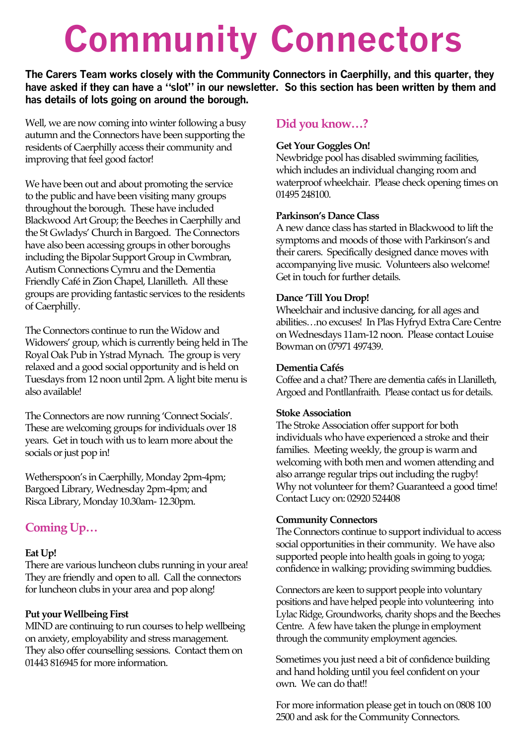# Community Connectors

**The Carers Team works closely with the Community Connectors in Caerphilly, and this quarter, they have asked if they can have a ''slot'' in our newsletter. So this section has been written by them and has details of lots going on around the borough.**

Well, we are now coming into winter following a busy autumn and the Connectors have been supporting the residents of Caerphilly access their community and improving that feel good factor!

We have been out and about promoting the service to the public and have been visiting many groups throughout the borough. These have included Blackwood Art Group; the Beeches in Caerphilly and the St Gwladys' Church in Bargoed. The Connectors have also been accessing groups in other boroughs including the Bipolar Support Group in Cwmbran, Autism Connections Cymru and the Dementia Friendly Café in Zion Chapel, Llanilleth. All these groups are providing fantastic services to the residents of Caerphilly.

The Connectors continue to run the Widow and Widowers' group, which is currently being held in The Royal Oak Pub in Ystrad Mynach. The group is very relaxed and a good social opportunity and is held on Tuesdays from 12 noon until 2pm. A light bite menu is also available!

The Connectors are now running 'Connect Socials'. These are welcoming groups for individuals over 18 years. Get in touch with us to learn more about the socials or just pop in!

Wetherspoon's in Caerphilly, Monday 2pm-4pm;
Bargoed Library, Wednesday 2pm-4pm; and
Risca Library, Monday 10.30am- 12.30pm.

## Coming Up…

**Eat Up!**
There are various luncheon clubs running in your area! They are friendly and open to all. Call the connectors for luncheon clubs in your area and pop along!

**Put your Wellbeing First**
MIND are continuing to run courses to help wellbeing on anxiety, employability and stress management. They also offer counselling sessions. Contact them on 01443 816945 for more information.

## Did you know…?

**Get Your Goggles On!**
Newbridge pool has disabled swimming facilities, which includes an individual changing room and waterproof wheelchair. Please check opening times on 01495 248100.

**Parkinson's Dance Class**
A new dance class has started in Blackwood to lift the symptoms and moods of those with Parkinson's and their carers. Specifically designed dance moves with accompanying live music. Volunteers also welcome! Get in touch for further details.

**Dance 'Till You Drop!**
Wheelchair and inclusive dancing, for all ages and abilities…no excuses! In Plas Hyfryd Extra Care Centre on Wednesdays 11am-12 noon. Please contact Louise Bowman on 07971 497439.

**Dementia Cafés**
Coffee and a chat? There are dementia cafés in Llanilleth, Argoed and Pontllanfraith. Please contact us for details.

**Stoke Association**
The Stroke Association offer support for both individuals who have experienced a stroke and their families. Meeting weekly, the group is warm and welcoming with both men and women attending and also arrange regular trips out including the rugby! Why not volunteer for them? Guaranteed a good time! Contact Lucy on: 02920 524408

**Community Connectors**
The Connectors continue to support individual to access social opportunities in their community. We have also supported people into health goals in going to yoga; confidence in walking; providing swimming buddies.

Connectors are keen to support people into voluntary positions and have helped people into volunteering into Lylac Ridge, Groundworks, charity shops and the Beeches Centre. A few have taken the plunge in employment through the community employment agencies.

Sometimes you just need a bit of confidence building and hand holding until you feel confident on your own. We can do that!!

For more information please get in touch on 0808 100 2500 and ask for the Community Connectors.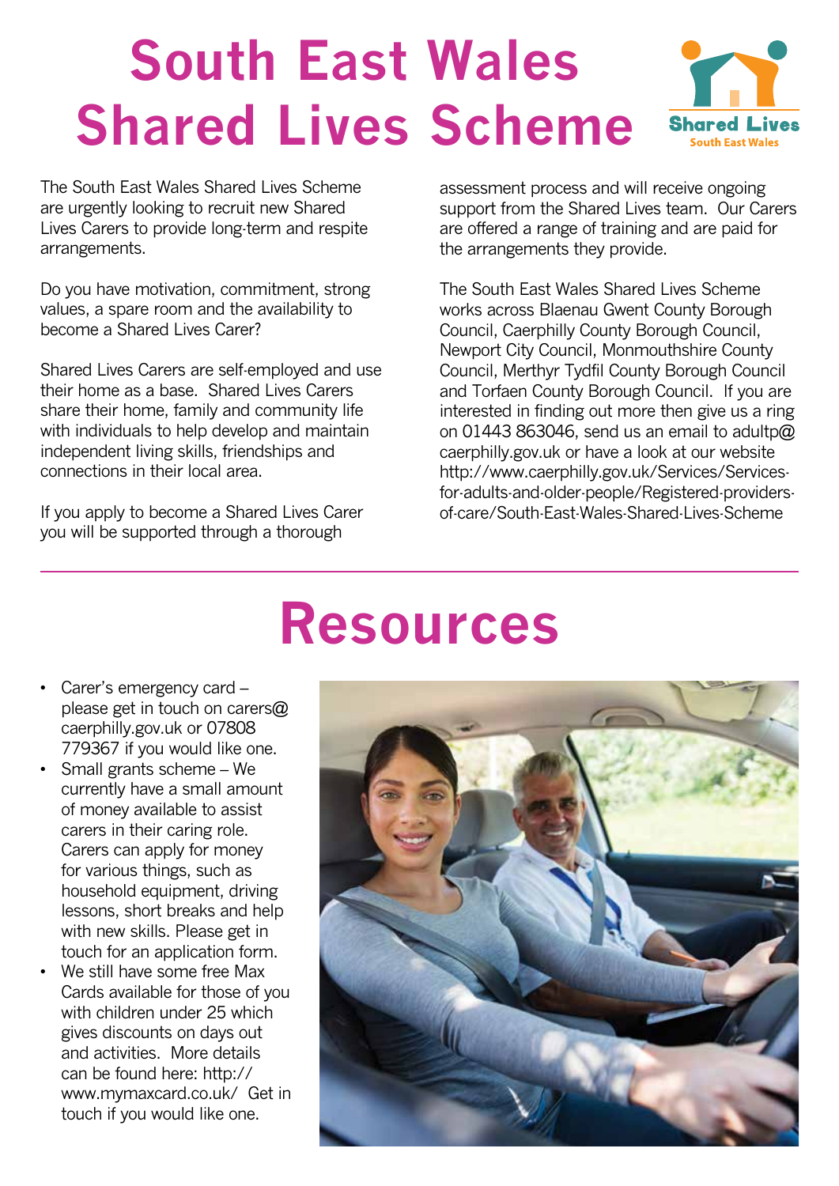# South East Wales Shared Lives Scheme

The South East Wales Shared Lives Scheme are urgently looking to recruit new Shared Lives Carers to provide long-term and respite arrangements.

Do you have motivation, commitment, strong values, a spare room and the availability to become a Shared Lives Carer?

Shared Lives Carers are self-employed and use their home as a base. Shared Lives Carers share their home, family and community life with individuals to help develop and maintain independent living skills, friendships and connections in their local area.

If you apply to become a Shared Lives Carer you will be supported through a thorough assessment process and will receive ongoing support from the Shared Lives team. Our Carers are offered a range of training and are paid for the arrangements they provide.

The South East Wales Shared Lives Scheme works across Blaenau Gwent County Borough Council, Caerphilly County Borough Council, Newport City Council, Monmouthshire County Council, Merthyr Tydfil County Borough Council and Torfaen County Borough Council. If you are interested in finding out more then give us a ring on 01443 863046, send us an email to adultp@caerphilly.gov.uk or have a look at our website http://www.caerphilly.gov.uk/Services/Services-for-adults-and-older-people/Registered-providers-of-care/South-East-Wales-Shared-Lives-Scheme

# Resources

- Carer's emergency card – please get in touch on carers@caerphilly.gov.uk or 07808 779367 if you would like one.
- Small grants scheme – We currently have a small amount of money available to assist carers in their caring role. Carers can apply for money for various things, such as household equipment, driving lessons, short breaks and help with new skills. Please get in touch for an application form.
- We still have some free Max Cards available for those of you with children under 25 which gives discounts on days out and activities. More details can be found here: http://www.mymaxcard.co.uk/ Get in touch if you would like one.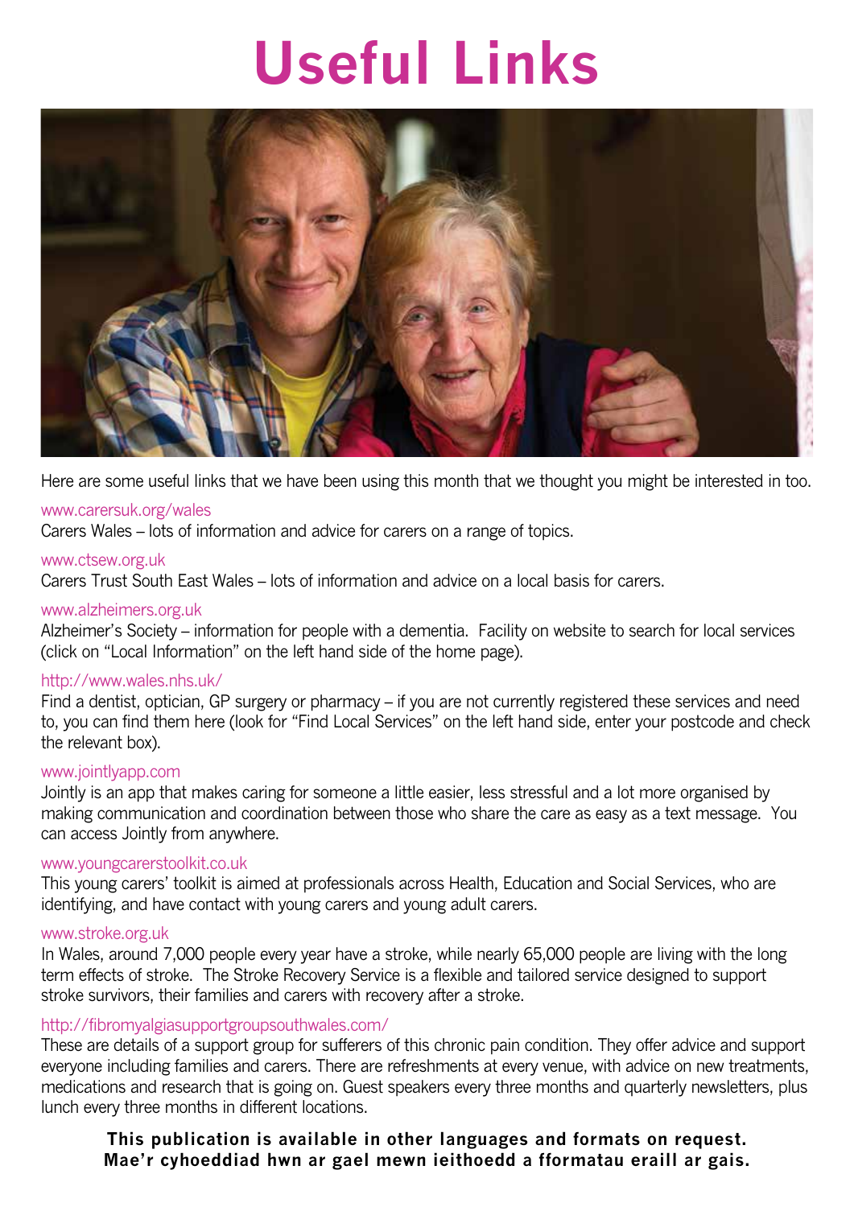# Useful Links

Here are some useful links that we have been using this month that we thought you might be interested in too.

www.carersuk.org/wales
Carers Wales – lots of information and advice for carers on a range of topics.

www.ctsew.org.uk
Carers Trust South East Wales – lots of information and advice on a local basis for carers.

www.alzheimers.org.uk
Alzheimer's Society – information for people with a dementia. Facility on website to search for local services (click on "Local Information" on the left hand side of the home page).

http://www.wales.nhs.uk/
Find a dentist, optician, GP surgery or pharmacy – if you are not currently registered these services and need to, you can find them here (look for "Find Local Services" on the left hand side, enter your postcode and check the relevant box).

www.jointlyapp.com
Jointly is an app that makes caring for someone a little easier, less stressful and a lot more organised by making communication and coordination between those who share the care as easy as a text message. You can access Jointly from anywhere.

www.youngcarerstoolkit.co.uk
This young carers' toolkit is aimed at professionals across Health, Education and Social Services, who are identifying, and have contact with young carers and young adult carers.

www.stroke.org.uk
In Wales, around 7,000 people every year have a stroke, while nearly 65,000 people are living with the long term effects of stroke. The Stroke Recovery Service is a flexible and tailored service designed to support stroke survivors, their families and carers with recovery after a stroke.

http://fibromyalgiasupportgroupsouthwales.com/
These are details of a support group for sufferers of this chronic pain condition. They offer advice and support everyone including families and carers. There are refreshments at every venue, with advice on new treatments, medications and research that is going on. Guest speakers every three months and quarterly newsletters, plus lunch every three months in different locations.

**This publication is available in other languages and formats on request.**
**Mae'r cyhoeddiad hwn ar gael mewn ieithoedd a fformatau eraill ar gais.**